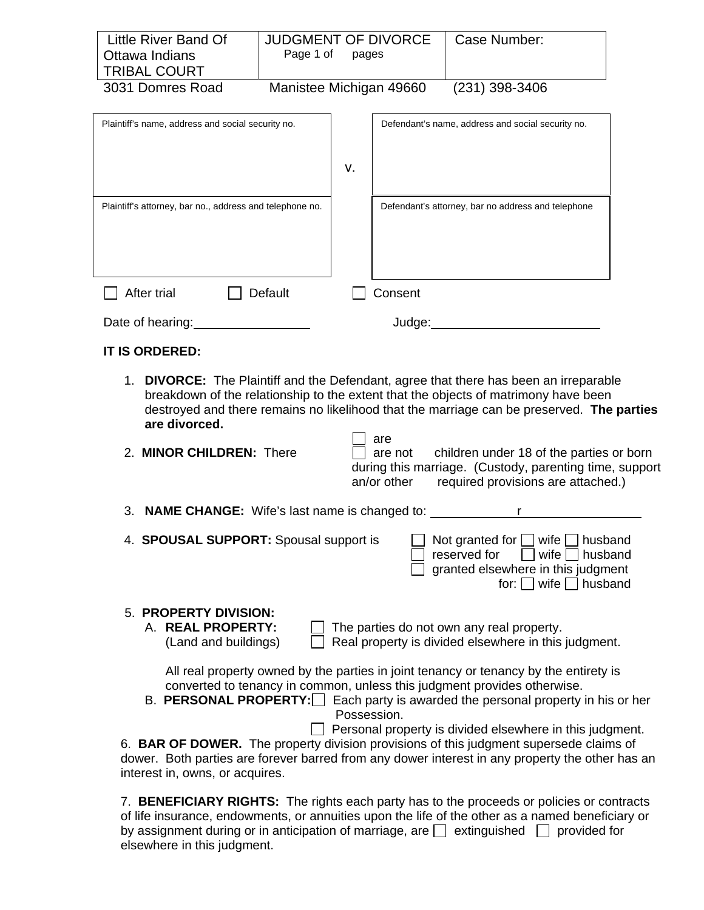| Little River Band Of Ottawa Indians TRIBAL COURT | JUDGMENT OF DIVORCE Page 1 of pages | Case Number: |
|---|---|---|
| 3031 Domres Road | Manistee Michigan 49660 | (231) 398-3406 |

| Plaintiff's name, address and social security no. | | Defendant's name, address and social security no. |
|---|---|---|
| | v. | |
| Plaintiff's attorney, bar no., address and telephone no. | | Defendant's attorney, bar no address and telephone |

☐ After trial ☐ Default ☐ Consent

Date of hearing:________________ Judge:________________________

**IT IS ORDERED:**

1. **DIVORCE:** The Plaintiff and the Defendant, agree that there has been an irreparable breakdown of the relationship to the extent that the objects of matrimony have been destroyed and there remains no likelihood that the marriage can be preserved. **The parties are divorced.**

2. **MINOR CHILDREN:** There ☐ are ☐ are not children under 18 of the parties or born during this marriage. (Custody, parenting time, support an/or other required provisions are attached.)

3. **NAME CHANGE:** Wife's last name is changed to: ____________r________________

4. **SPOUSAL SUPPORT:** Spousal support is
   - ☐ Not granted for ☐ wife ☐ husband
   - ☐ reserved for ☐ wife ☐ husband
   - ☐ granted elsewhere in this judgment for: ☐ wife ☐ husband

5. **PROPERTY DIVISION:**
   A. **REAL PROPERTY:** (Land and buildings)
   - ☐ The parties do not own any real property.
   - ☐ Real property is divided elsewhere in this judgment.

   All real property owned by the parties in joint tenancy or tenancy by the entirety is converted to tenancy in common, unless this judgment provides otherwise.

   B. **PERSONAL PROPERTY:**
   - ☐ Each party is awarded the personal property in his or her Possession.
   - ☐ Personal property is divided elsewhere in this judgment.

6. **BAR OF DOWER.** The property division provisions of this judgment supersede claims of dower. Both parties are forever barred from any dower interest in any property the other has an interest in, owns, or acquires.

7. **BENEFICIARY RIGHTS:** The rights each party has to the proceeds or policies or contracts of life insurance, endowments, or annuities upon the life of the other as a named beneficiary or by assignment during or in anticipation of marriage, are ☐ extinguished ☐ provided for elsewhere in this judgment.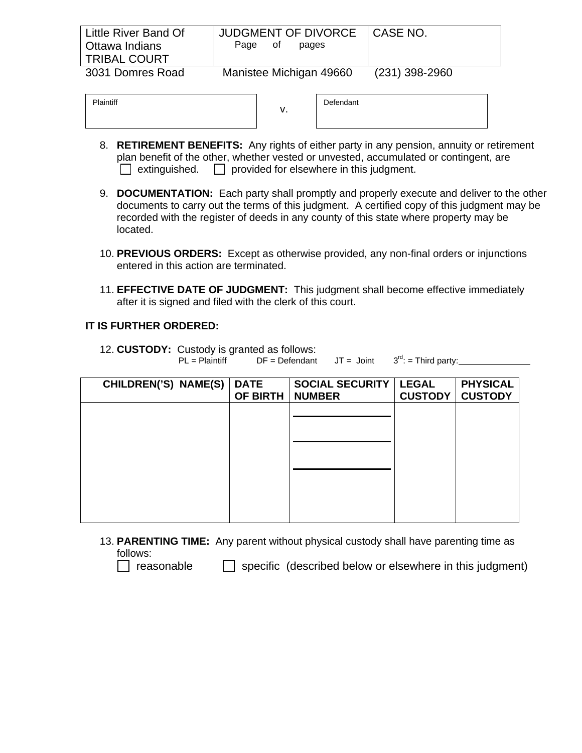| Little River Band Of Ottawa Indians TRIBAL COURT | JUDGMENT OF DIVORCE Page of pages | CASE NO. |
|---|---|---|
| 3031 Domres Road | Manistee Michigan 49660 | (231) 398-2960 |

| Plaintiff | v. | Defendant |
|---|---|---|
| | | |

8. **RETIREMENT BENEFITS:** Any rights of either party in any pension, annuity or retirement plan benefit of the other, whether vested or unvested, accumulated or contingent, are
☐ extinguished. ☐ provided for elsewhere in this judgment.

9. **DOCUMENTATION:** Each party shall promptly and properly execute and deliver to the other documents to carry out the terms of this judgment. A certified copy of this judgment may be recorded with the register of deeds in any county of this state where property may be located.

10. **PREVIOUS ORDERS:** Except as otherwise provided, any non-final orders or injunctions entered in this action are terminated.

11. **EFFECTIVE DATE OF JUDGMENT:** This judgment shall become effective immediately after it is signed and filed with the clerk of this court.

**IT IS FURTHER ORDERED:**

12. **CUSTODY:** Custody is granted as follows:
PL = Plaintiff DF = Defendant JT = Joint 3rd: = Third party:\_\_\_\_\_\_\_\_\_\_\_\_\_\_

| CHILDREN('S) NAME(S) | DATE OF BIRTH | SOCIAL SECURITY NUMBER | LEGAL CUSTODY | PHYSICAL CUSTODY |
|---|---|---|---|---|
| | | \_\_\_\_\_\_\_\_\_\_\_\_\_\_ | | |
| | | \_\_\_\_\_\_\_\_\_\_\_\_\_\_ | | |
| | | \_\_\_\_\_\_\_\_\_\_\_\_\_\_ | | |

13. **PARENTING TIME:** Any parent without physical custody shall have parenting time as follows:
☐ reasonable ☐ specific (described below or elsewhere in this judgment)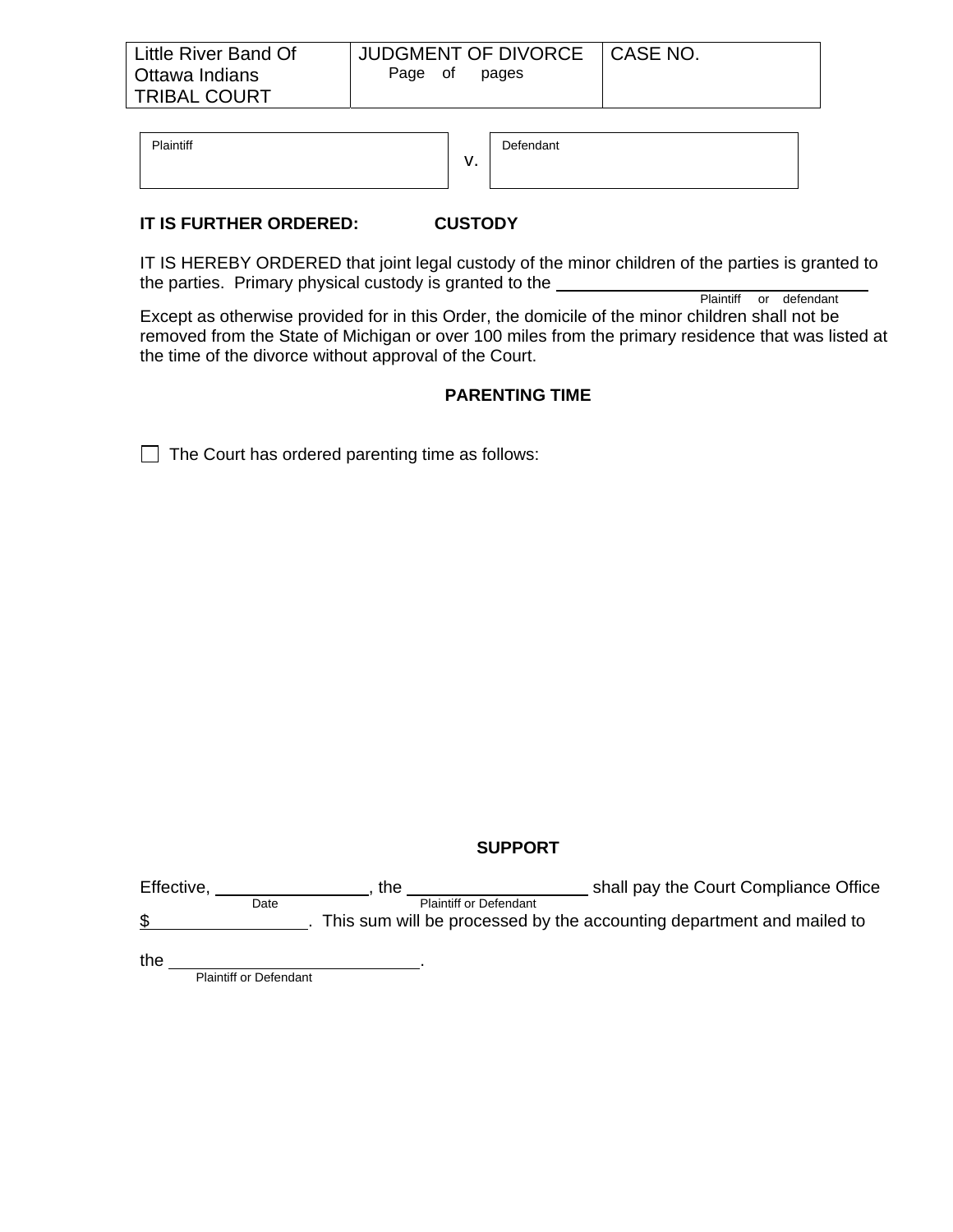| Little River Band Of Ottawa Indians TRIBAL COURT | JUDGMENT OF DIVORCE Page of pages | CASE NO. |
|---|---|---|

| Plaintiff | v. | Defendant |
|---|---|---|

**IT IS FURTHER ORDERED: CUSTODY**

IT IS HEREBY ORDERED that joint legal custody of the minor children of the parties is granted to the parties. Primary physical custody is granted to the ______________________________
Plaintiff or defendant

Except as otherwise provided for in this Order, the domicile of the minor children shall not be removed from the State of Michigan or over 100 miles from the primary residence that was listed at the time of the divorce without approval of the Court.

**PARENTING TIME**

☐ The Court has ordered parenting time as follows:

**SUPPORT**

Effective, ______________ (Date), the ________________ (Plaintiff or Defendant) shall pay the Court Compliance Office $______________. This sum will be processed by the accounting department and mailed to

the ______________________ (Plaintiff or Defendant).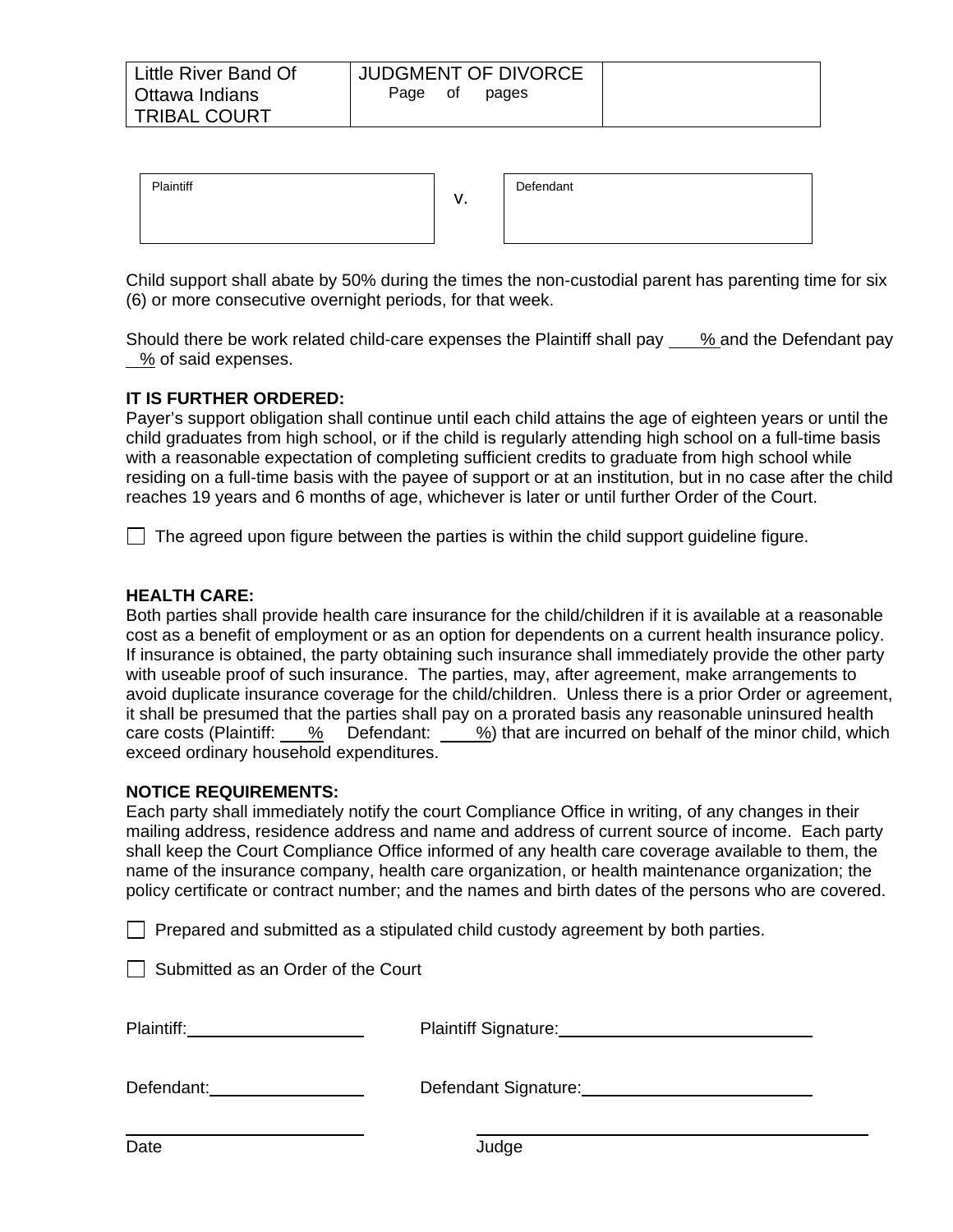| Little River Band Of Ottawa Indians TRIBAL COURT | JUDGMENT OF DIVORCE Page of pages | |
|---|---|---|

| Plaintiff | v. | Defendant |
|---|---|---|
| | | |

Child support shall abate by 50% during the times the non-custodial parent has parenting time for six (6) or more consecutive overnight periods, for that week.

Should there be work related child-care expenses the Plaintiff shall pay ____% and the Defendant pay ___% of said expenses.

**IT IS FURTHER ORDERED:**
Payer's support obligation shall continue until each child attains the age of eighteen years or until the child graduates from high school, or if the child is regularly attending high school on a full-time basis with a reasonable expectation of completing sufficient credits to graduate from high school while residing on a full-time basis with the payee of support or at an institution, but in no case after the child reaches 19 years and 6 months of age, whichever is later or until further Order of the Court.

☐ The agreed upon figure between the parties is within the child support guideline figure.

**HEALTH CARE:**
Both parties shall provide health care insurance for the child/children if it is available at a reasonable cost as a benefit of employment or as an option for dependents on a current health insurance policy. If insurance is obtained, the party obtaining such insurance shall immediately provide the other party with useable proof of such insurance. The parties, may, after agreement, make arrangements to avoid duplicate insurance coverage for the child/children. Unless there is a prior Order or agreement, it shall be presumed that the parties shall pay on a prorated basis any reasonable uninsured health care costs (Plaintiff: ___% Defendant: ____%) that are incurred on behalf of the minor child, which exceed ordinary household expenditures.

**NOTICE REQUIREMENTS:**
Each party shall immediately notify the court Compliance Office in writing, of any changes in their mailing address, residence address and name and address of current source of income. Each party shall keep the Court Compliance Office informed of any health care coverage available to them, the name of the insurance company, health care organization, or health maintenance organization; the policy certificate or contract number; and the names and birth dates of the persons who are covered.

☐ Prepared and submitted as a stipulated child custody agreement by both parties.

☐ Submitted as an Order of the Court

Plaintiff:____________________ Plaintiff Signature:____________________________

Defendant:__________________ Defendant Signature:__________________________

_____________________________ _____________________________________________
Date Judge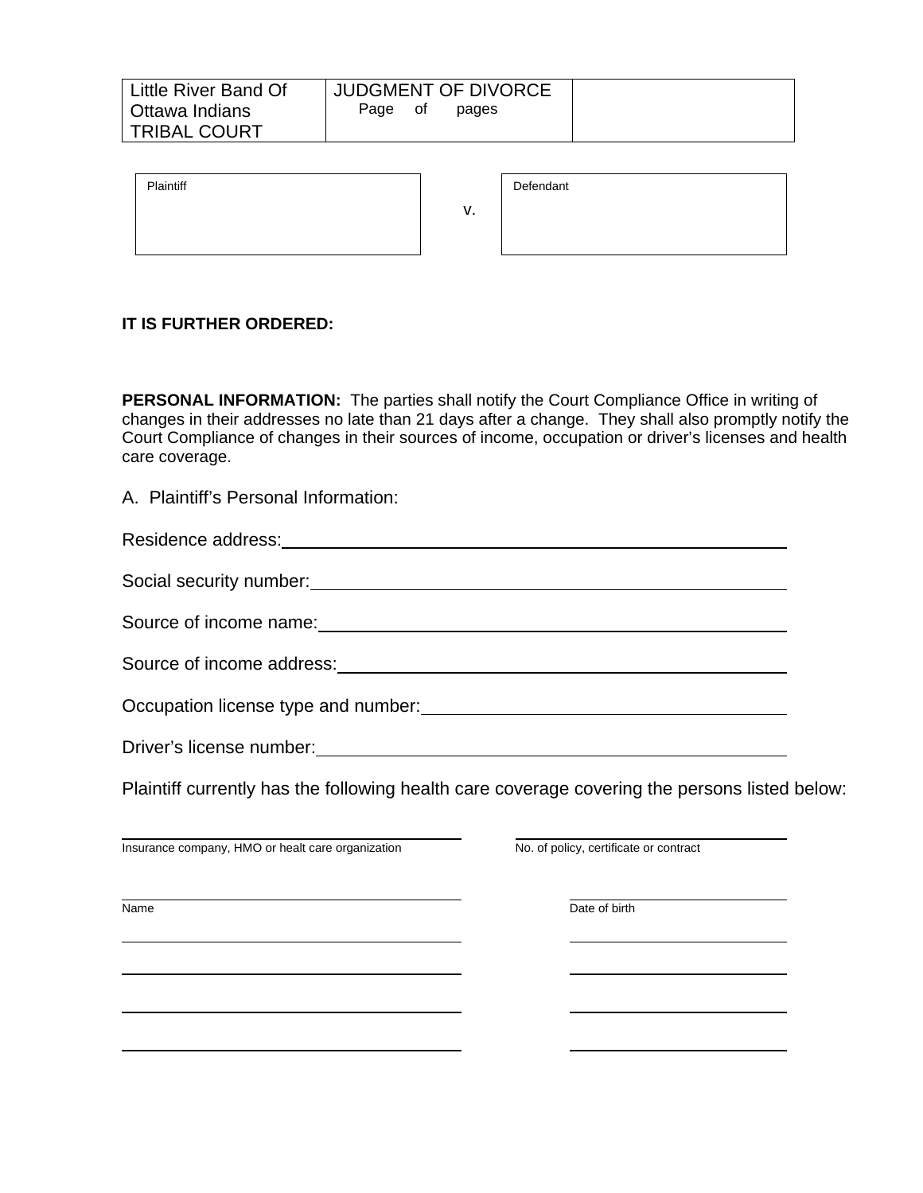| Little River Band Of Ottawa Indians TRIBAL COURT | JUDGMENT OF DIVORCE Page of pages | |
|---|---|---|

| Plaintiff | v. | Defendant |
|---|---|---|
| | | |

**IT IS FURTHER ORDERED:**

**PERSONAL INFORMATION:** The parties shall notify the Court Compliance Office in writing of changes in their addresses no late than 21 days after a change. They shall also promptly notify the Court Compliance of changes in their sources of income, occupation or driver's licenses and health care coverage.

A. Plaintiff's Personal Information:

Residence address: ______________________________

Social security number: ______________________________

Source of income name: ______________________________

Source of income address: ______________________________

Occupation license type and number: ______________________________

Driver's license number: ______________________________

Plaintiff currently has the following health care coverage covering the persons listed below:

| Insurance company, HMO or healt care organization | No. of policy, certificate or contract |
|---|---|
| | |

| Name | Date of birth |
|---|---|
| | |
| | |
| | |
| | |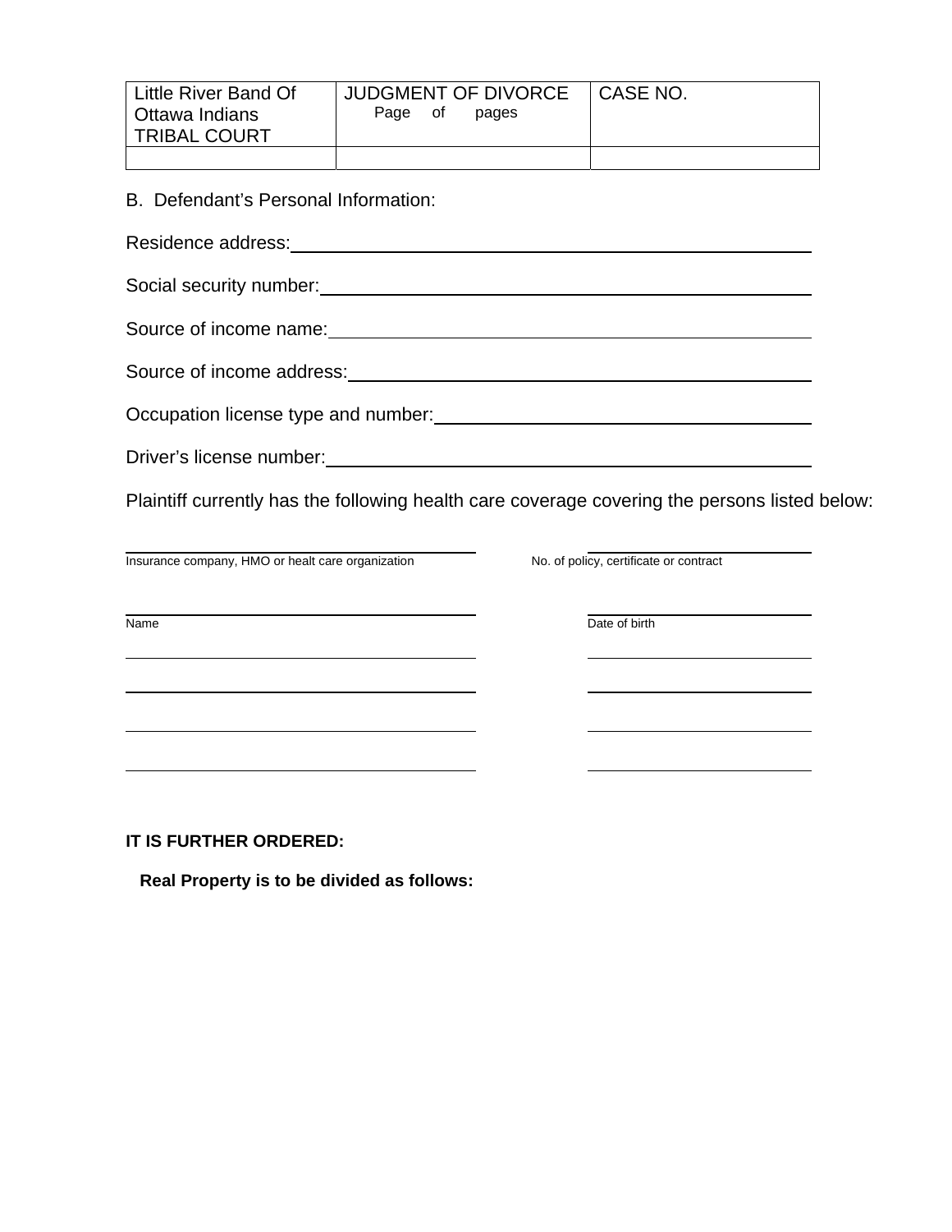| Little River Band Of Ottawa Indians TRIBAL COURT | JUDGMENT OF DIVORCE Page of pages | CASE NO. |
|---|---|---|
| | | |

B. Defendant's Personal Information:

Residence address: ______________________________________________

Social security number: ______________________________________________

Source of income name: ______________________________________________

Source of income address: ______________________________________________

Occupation license type and number: ______________________________________________

Driver's license number: ______________________________________________

Plaintiff currently has the following health care coverage covering the persons listed below:

| Insurance company, HMO or healt care organization | No. of policy, certificate or contract |
|---|---|
| | |

| Name | Date of birth |
|---|---|
| | |
| | |
| | |
| | |

**IT IS FURTHER ORDERED:**

**Real Property is to be divided as follows:**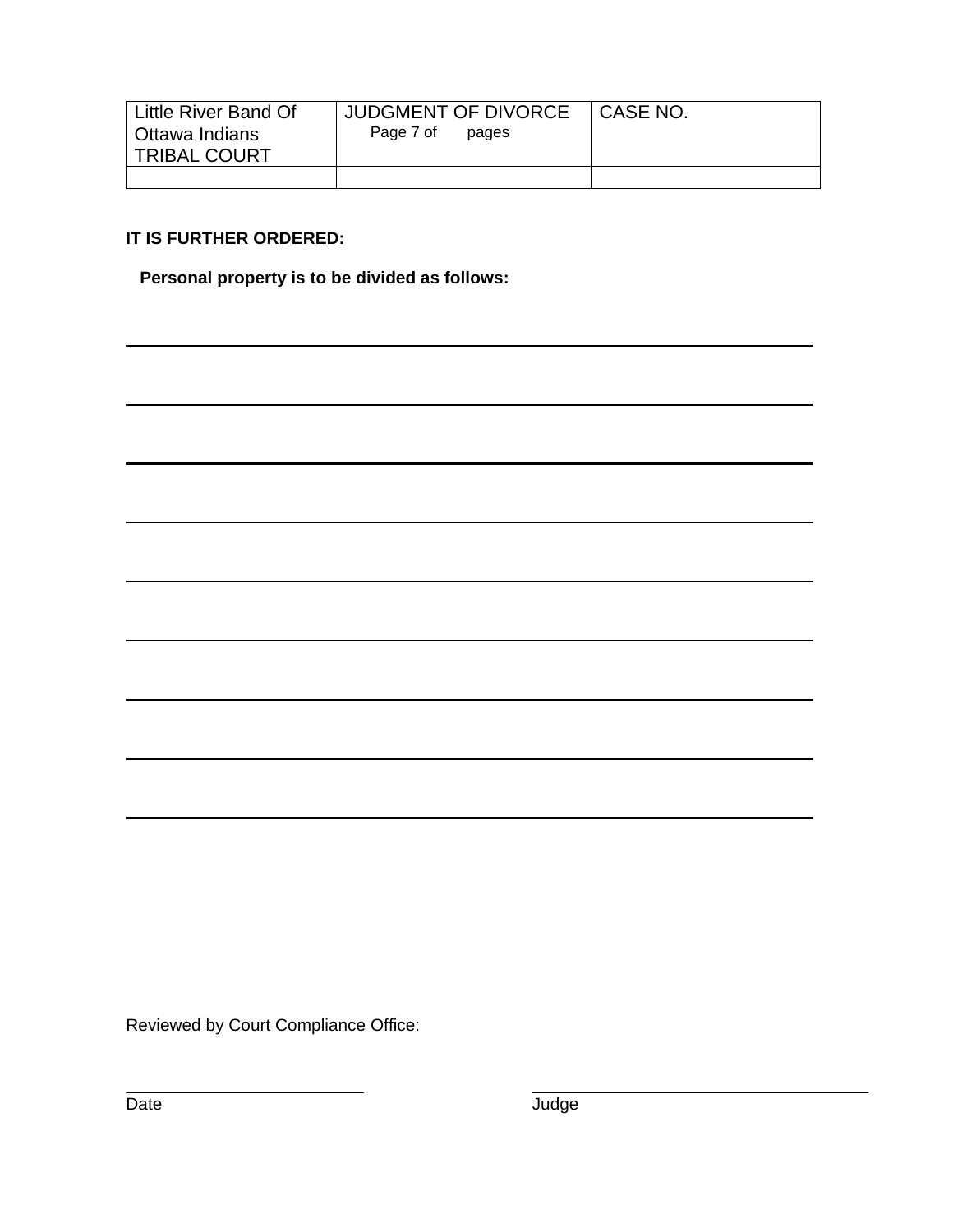| Little River Band Of Ottawa Indians TRIBAL COURT | JUDGMENT OF DIVORCE Page 7 of pages | CASE NO. |
|---|---|---|
| | | |

**IT IS FURTHER ORDERED:**

**Personal property is to be divided as follows:**

______________________________________________________________________________

______________________________________________________________________________

______________________________________________________________________________

______________________________________________________________________________

______________________________________________________________________________

______________________________________________________________________________

______________________________________________________________________________

______________________________________________________________________________

______________________________________________________________________________

Reviewed by Court Compliance Office:

| ________________________ | ________________________ |
|---|---|
| Date | Judge |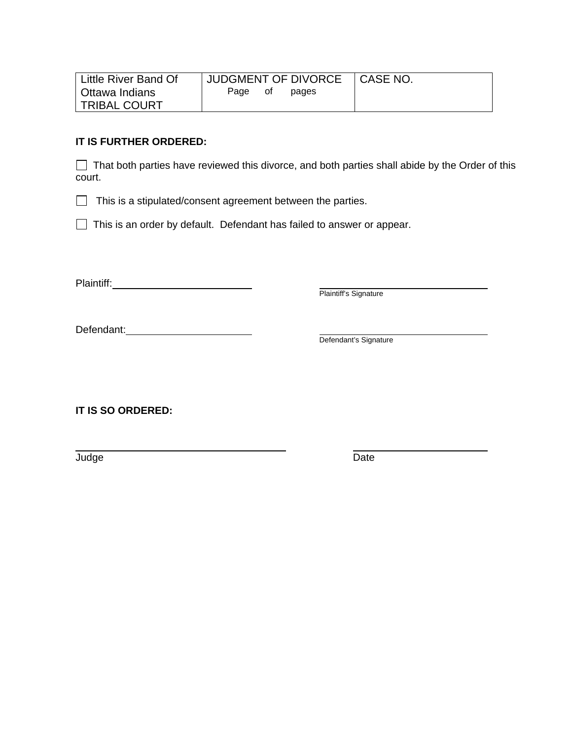| Little River Band Of Ottawa Indians TRIBAL COURT | JUDGMENT OF DIVORCE Page of pages | CASE NO. |
|---|---|---|

**IT IS FURTHER ORDERED:**

☐ That both parties have reviewed this divorce, and both parties shall abide by the Order of this court.

☐ This is a stipulated/consent agreement between the parties.

☐ This is an order by default. Defendant has failed to answer or appear.

Plaintiff:\_\_\_\_\_\_\_\_\_\_\_\_\_\_\_\_\_\_\_\_\_\_\_\_ \_\_\_\_\_\_\_\_\_\_\_\_\_\_\_\_\_\_\_\_\_\_\_\_\_\_\_\_\_\_
Plaintiff's Signature

Defendant:\_\_\_\_\_\_\_\_\_\_\_\_\_\_\_\_\_\_\_\_\_\_ \_\_\_\_\_\_\_\_\_\_\_\_\_\_\_\_\_\_\_\_\_\_\_\_\_\_\_\_\_\_
Defendant's Signature

**IT IS SO ORDERED:**

\_\_\_\_\_\_\_\_\_\_\_\_\_\_\_\_\_\_\_\_\_\_\_\_\_\_\_\_\_\_\_\_\_\_\_\_\_\_ \_\_\_\_\_\_\_\_\_\_\_\_\_\_\_\_\_\_\_\_\_\_\_\_\_
Judge Date